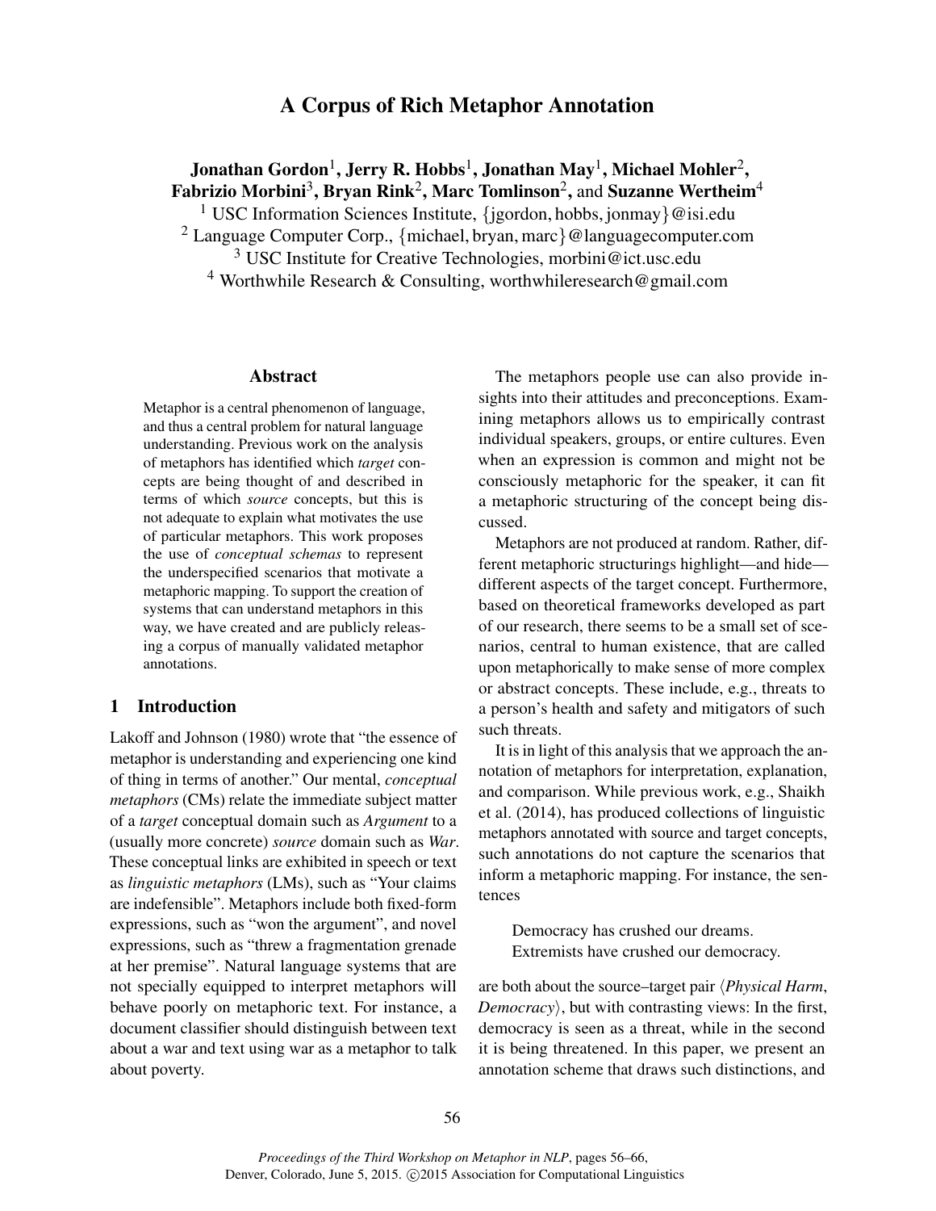# A Corpus of Rich Metaphor Annotation

**Jonathan Gordon**[1], **Jerry R. Hobbs**[1], **Jonathan May**[1], **Michael Mohler**[2], **Fabrizio Morbini**[3], **Bryan Rink**[2], **Marc Tomlinson**[2], and **Suzanne Wertheim**[4]

[1] USC Information Sciences Institute, {jgordon, hobbs, jonmay}@isi.edu

[2] Language Computer Corp., {michael, bryan, marc}@languagecomputer.com

[3] USC Institute for Creative Technologies, morbini@ict.usc.edu

[4] Worthwhile Research & Consulting, worthwhileresearch@gmail.com

## Abstract

Metaphor is a central phenomenon of language, and thus a central problem for natural language understanding. Previous work on the analysis of metaphors has identified which *target* concepts are being thought of and described in terms of which *source* concepts, but this is not adequate to explain what motivates the use of particular metaphors. This work proposes the use of *conceptual schemas* to represent the underspecified scenarios that motivate a metaphoric mapping. To support the creation of systems that can understand metaphors in this way, we have created and are publicly releasing a corpus of manually validated metaphor annotations.

## 1 Introduction

Lakoff and Johnson (1980) wrote that "the essence of metaphor is understanding and experiencing one kind of thing in terms of another." Our mental, *conceptual metaphors* (CMs) relate the immediate subject matter of a *target* conceptual domain such as *Argument* to a (usually more concrete) *source* domain such as *War*. These conceptual links are exhibited in speech or text as *linguistic metaphors* (LMs), such as "Your claims are indefensible". Metaphors include both fixed-form expressions, such as "won the argument", and novel expressions, such as "threw a fragmentation grenade at her premise". Natural language systems that are not specially equipped to interpret metaphors will behave poorly on metaphoric text. For instance, a document classifier should distinguish between text about a war and text using war as a metaphor to talk about poverty.

The metaphors people use can also provide insights into their attitudes and preconceptions. Examining metaphors allows us to empirically contrast individual speakers, groups, or entire cultures. Even when an expression is common and might not be consciously metaphoric for the speaker, it can fit a metaphoric structuring of the concept being discussed.

Metaphors are not produced at random. Rather, different metaphoric structurings highlight—and hide—different aspects of the target concept. Furthermore, based on theoretical frameworks developed as part of our research, there seems to be a small set of scenarios, central to human existence, that are called upon metaphorically to make sense of more complex or abstract concepts. These include, e.g., threats to a person's health and safety and mitigators of such such threats.

It is in light of this analysis that we approach the annotation of metaphors for interpretation, explanation, and comparison. While previous work, e.g., Shaikh et al. (2014), has produced collections of linguistic metaphors annotated with source and target concepts, such annotations do not capture the scenarios that inform a metaphoric mapping. For instance, the sentences

> Democracy has crushed our dreams.
> Extremists have crushed our democracy.

are both about the source–target pair ⟨*Physical Harm*, *Democracy*⟩, but with contrasting views: In the first, democracy is seen as a threat, while in the second it is being threatened. In this paper, we present an annotation scheme that draws such distinctions, and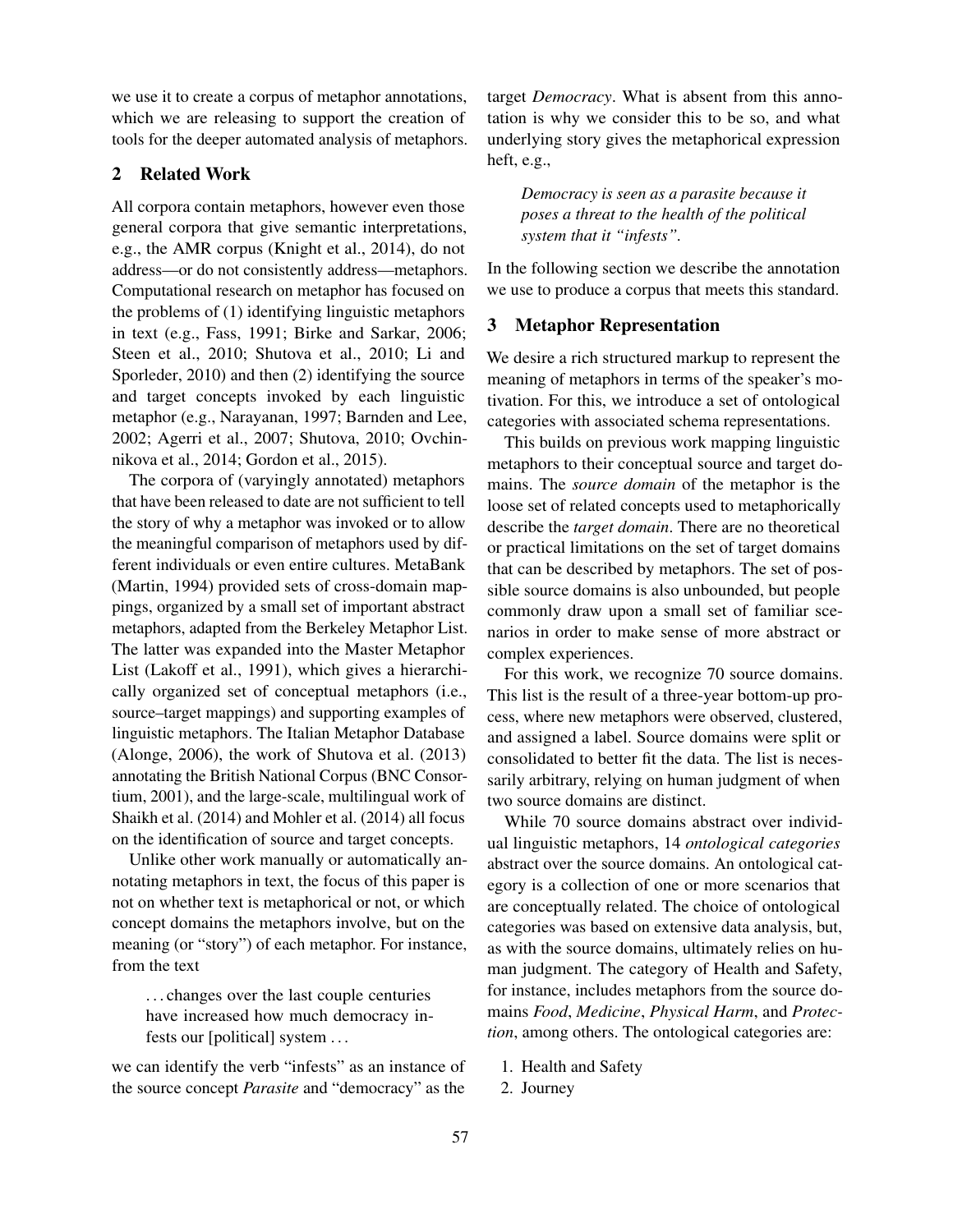we use it to create a corpus of metaphor annotations, which we are releasing to support the creation of tools for the deeper automated analysis of metaphors.

## 2 Related Work

All corpora contain metaphors, however even those general corpora that give semantic interpretations, e.g., the AMR corpus (Knight et al., 2014), do not address—or do not consistently address—metaphors. Computational research on metaphor has focused on the problems of (1) identifying linguistic metaphors in text (e.g., Fass, 1991; Birke and Sarkar, 2006; Steen et al., 2010; Shutova et al., 2010; Li and Sporleder, 2010) and then (2) identifying the source and target concepts invoked by each linguistic metaphor (e.g., Narayanan, 1997; Barnden and Lee, 2002; Agerri et al., 2007; Shutova, 2010; Ovchinnikova et al., 2014; Gordon et al., 2015).

The corpora of (varyingly annotated) metaphors that have been released to date are not sufficient to tell the story of why a metaphor was invoked or to allow the meaningful comparison of metaphors used by different individuals or even entire cultures. MetaBank (Martin, 1994) provided sets of cross-domain mappings, organized by a small set of important abstract metaphors, adapted from the Berkeley Metaphor List. The latter was expanded into the Master Metaphor List (Lakoff et al., 1991), which gives a hierarchically organized set of conceptual metaphors (i.e., source–target mappings) and supporting examples of linguistic metaphors. The Italian Metaphor Database (Alonge, 2006), the work of Shutova et al. (2013) annotating the British National Corpus (BNC Consortium, 2001), and the large-scale, multilingual work of Shaikh et al. (2014) and Mohler et al. (2014) all focus on the identification of source and target concepts.

Unlike other work manually or automatically annotating metaphors in text, the focus of this paper is not on whether text is metaphorical or not, or which concept domains the metaphors involve, but on the meaning (or "story") of each metaphor. For instance, from the text

> ... changes over the last couple centuries have increased how much democracy infests our [political] system ...

we can identify the verb "infests" as an instance of the source concept *Parasite* and "democracy" as the target *Democracy*. What is absent from this annotation is why we consider this to be so, and what underlying story gives the metaphorical expression heft, e.g.,

> *Democracy is seen as a parasite because it poses a threat to the health of the political system that it "infests".*

In the following section we describe the annotation we use to produce a corpus that meets this standard.

## 3 Metaphor Representation

We desire a rich structured markup to represent the meaning of metaphors in terms of the speaker's motivation. For this, we introduce a set of ontological categories with associated schema representations.

This builds on previous work mapping linguistic metaphors to their conceptual source and target domains. The *source domain* of the metaphor is the loose set of related concepts used to metaphorically describe the *target domain*. There are no theoretical or practical limitations on the set of target domains that can be described by metaphors. The set of possible source domains is also unbounded, but people commonly draw upon a small set of familiar scenarios in order to make sense of more abstract or complex experiences.

For this work, we recognize 70 source domains. This list is the result of a three-year bottom-up process, where new metaphors were observed, clustered, and assigned a label. Source domains were split or consolidated to better fit the data. The list is necessarily arbitrary, relying on human judgment of when two source domains are distinct.

While 70 source domains abstract over individual linguistic metaphors, 14 *ontological categories* abstract over the source domains. An ontological category is a collection of one or more scenarios that are conceptually related. The choice of ontological categories was based on extensive data analysis, but, as with the source domains, ultimately relies on human judgment. The category of Health and Safety, for instance, includes metaphors from the source domains *Food*, *Medicine*, *Physical Harm*, and *Protection*, among others. The ontological categories are:

1. Health and Safety
2. Journey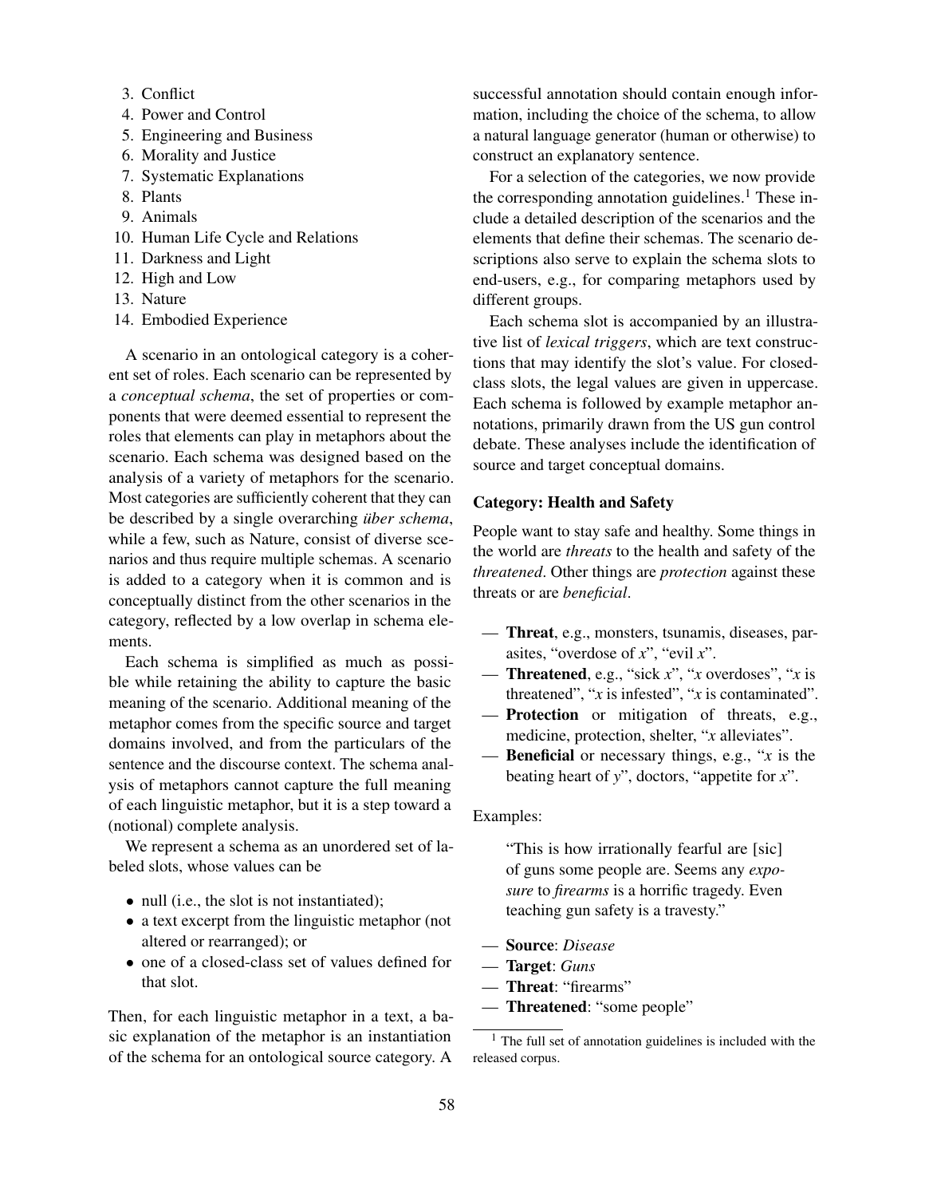3. Conflict
4. Power and Control
5. Engineering and Business
6. Morality and Justice
7. Systematic Explanations
8. Plants
9. Animals
10. Human Life Cycle and Relations
11. Darkness and Light
12. High and Low
13. Nature
14. Embodied Experience

A scenario in an ontological category is a coherent set of roles. Each scenario can be represented by a *conceptual schema*, the set of properties or components that were deemed essential to represent the roles that elements can play in metaphors about the scenario. Each schema was designed based on the analysis of a variety of metaphors for the scenario. Most categories are sufficiently coherent that they can be described by a single overarching *über schema*, while a few, such as Nature, consist of diverse scenarios and thus require multiple schemas. A scenario is added to a category when it is common and is conceptually distinct from the other scenarios in the category, reflected by a low overlap in schema elements.

Each schema is simplified as much as possible while retaining the ability to capture the basic meaning of the scenario. Additional meaning of the metaphor comes from the specific source and target domains involved, and from the particulars of the sentence and the discourse context. The schema analysis of metaphors cannot capture the full meaning of each linguistic metaphor, but it is a step toward a (notional) complete analysis.

We represent a schema as an unordered set of labeled slots, whose values can be

- null (i.e., the slot is not instantiated);
- a text excerpt from the linguistic metaphor (not altered or rearranged); or
- one of a closed-class set of values defined for that slot.

Then, for each linguistic metaphor in a text, a basic explanation of the metaphor is an instantiation of the schema for an ontological source category. A successful annotation should contain enough information, including the choice of the schema, to allow a natural language generator (human or otherwise) to construct an explanatory sentence.

For a selection of the categories, we now provide the corresponding annotation guidelines.[1] These include a detailed description of the scenarios and the elements that define their schemas. The scenario descriptions also serve to explain the schema slots to end-users, e.g., for comparing metaphors used by different groups.

Each schema slot is accompanied by an illustrative list of *lexical triggers*, which are text constructions that may identify the slot's value. For closed-class slots, the legal values are given in uppercase. Each schema is followed by example metaphor annotations, primarily drawn from the US gun control debate. These analyses include the identification of source and target conceptual domains.

**Category: Health and Safety**

People want to stay safe and healthy. Some things in the world are *threats* to the health and safety of the *threatened*. Other things are *protection* against these threats or are *beneficial*.

- **Threat**, e.g., monsters, tsunamis, diseases, parasites, "overdose of *x*", "evil *x*".
- **Threatened**, e.g., "sick *x*", "*x* overdoses", "*x* is threatened", "*x* is infested", "*x* is contaminated".
- **Protection** or mitigation of threats, e.g., medicine, protection, shelter, "*x* alleviates".
- **Beneficial** or necessary things, e.g., "*x* is the beating heart of *y*", doctors, "appetite for *x*".

Examples:

> "This is how irrationally fearful are [sic] of guns some people are. Seems any *exposure* to *firearms* is a horrific tragedy. Even teaching gun safety is a travesty."

- **Source**: *Disease*
- **Target**: *Guns*
- **Threat**: "firearms"
- **Threatened**: "some people"

[1] The full set of annotation guidelines is included with the released corpus.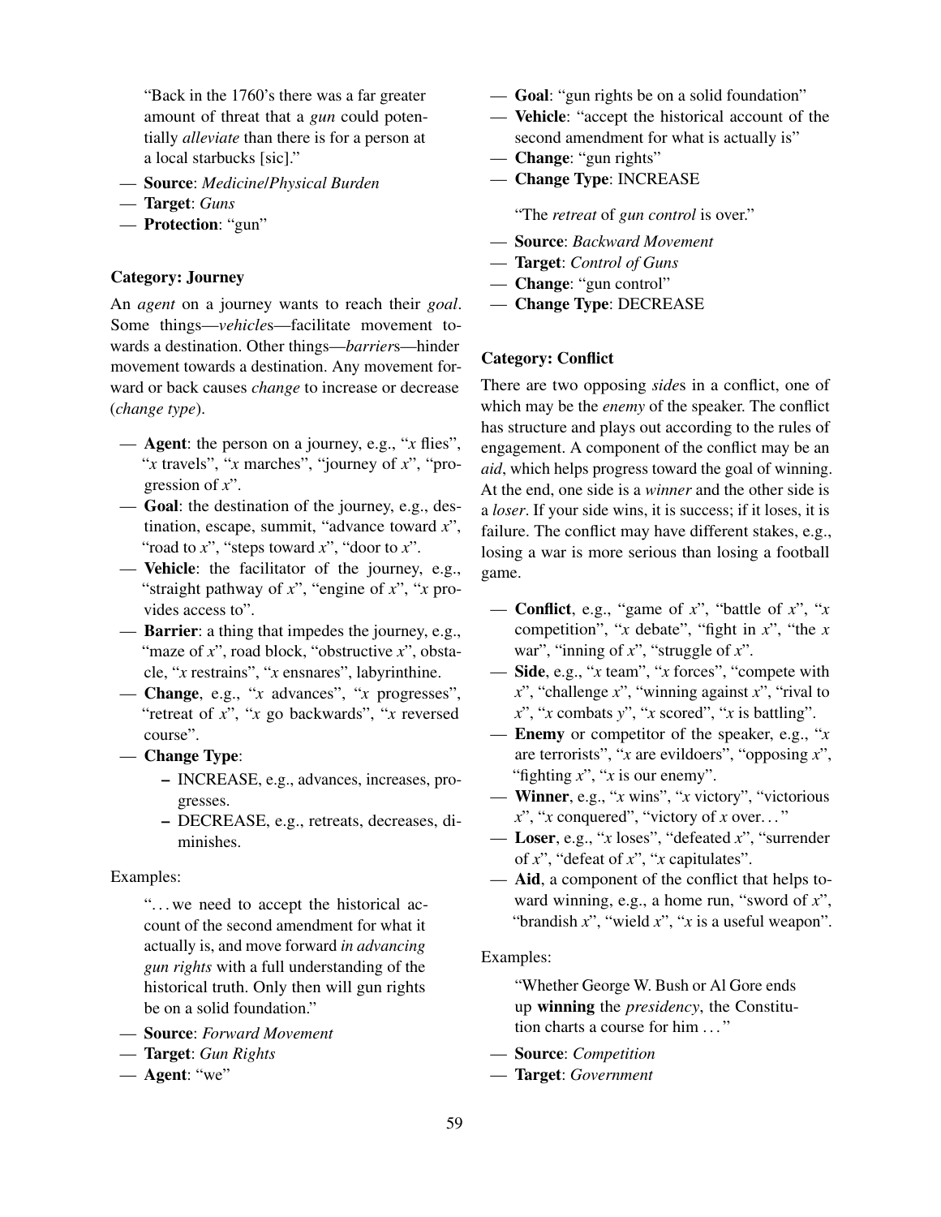"Back in the 1760's there was a far greater amount of threat that a *gun* could potentially *alleviate* than there is for a person at a local starbucks [sic]."

— **Source**: *Medicine/Physical Burden*
— **Target**: *Guns*
— **Protection**: "gun"

**Category: Journey**

An *agent* on a journey wants to reach their *goal*. Some things—*vehicle*s—facilitate movement towards a destination. Other things—*barrier*s—hinder movement towards a destination. Any movement forward or back causes *change* to increase or decrease (*change type*).

— **Agent**: the person on a journey, e.g., "*x* flies", "*x* travels", "*x* marches", "journey of *x*", "progression of *x*".
— **Goal**: the destination of the journey, e.g., destination, escape, summit, "advance toward *x*", "road to *x*", "steps toward *x*", "door to *x*".
— **Vehicle**: the facilitator of the journey, e.g., "straight pathway of *x*", "engine of *x*", "*x* provides access to".
— **Barrier**: a thing that impedes the journey, e.g., "maze of *x*", road block, "obstructive *x*", obstacle, "*x* restrains", "*x* ensnares", labyrinthine.
— **Change**, e.g., "*x* advances", "*x* progresses", "retreat of *x*", "*x* go backwards", "*x* reversed course".
— **Change Type**:
  - INCREASE, e.g., advances, increases, progresses.
  - DECREASE, e.g., retreats, decreases, diminishes.

Examples:

"...we need to accept the historical account of the second amendment for what it actually is, and move forward *in advancing gun rights* with a full understanding of the historical truth. Only then will gun rights be on a solid foundation."

— **Source**: *Forward Movement*
— **Target**: *Gun Rights*
— **Agent**: "we"
— **Goal**: "gun rights be on a solid foundation"
— **Vehicle**: "accept the historical account of the second amendment for what is actually is"
— **Change**: "gun rights"
— **Change Type**: INCREASE

"The *retreat* of *gun control* is over."

— **Source**: *Backward Movement*
— **Target**: *Control of Guns*
— **Change**: "gun control"
— **Change Type**: DECREASE

**Category: Conflict**

There are two opposing *side*s in a conflict, one of which may be the *enemy* of the speaker. The conflict has structure and plays out according to the rules of engagement. A component of the conflict may be an *aid*, which helps progress toward the goal of winning. At the end, one side is a *winner* and the other side is a *loser*. If your side wins, it is success; if it loses, it is failure. The conflict may have different stakes, e.g., losing a war is more serious than losing a football game.

— **Conflict**, e.g., "game of *x*", "battle of *x*", "*x* competition", "*x* debate", "fight in *x*", "the *x* war", "inning of *x*", "struggle of *x*".
— **Side**, e.g., "*x* team", "*x* forces", "compete with *x*", "challenge *x*", "winning against *x*", "rival to *x*", "*x* combats *y*", "*x* scored", "*x* is battling".
— **Enemy** or competitor of the speaker, e.g., "*x* are terrorists", "*x* are evildoers", "opposing *x*", "fighting *x*", "*x* is our enemy".
— **Winner**, e.g., "*x* wins", "*x* victory", "victorious *x*", "*x* conquered", "victory of *x* over..."
— **Loser**, e.g., "*x* loses", "defeated *x*", "surrender of *x*", "defeat of *x*", "*x* capitulates".
— **Aid**, a component of the conflict that helps toward winning, e.g., a home run, "sword of *x*", "brandish *x*", "wield *x*", "*x* is a useful weapon".

Examples:

"Whether George W. Bush or Al Gore ends up **winning** the *presidency*, the Constitution charts a course for him ..."

— **Source**: *Competition*
— **Target**: *Government*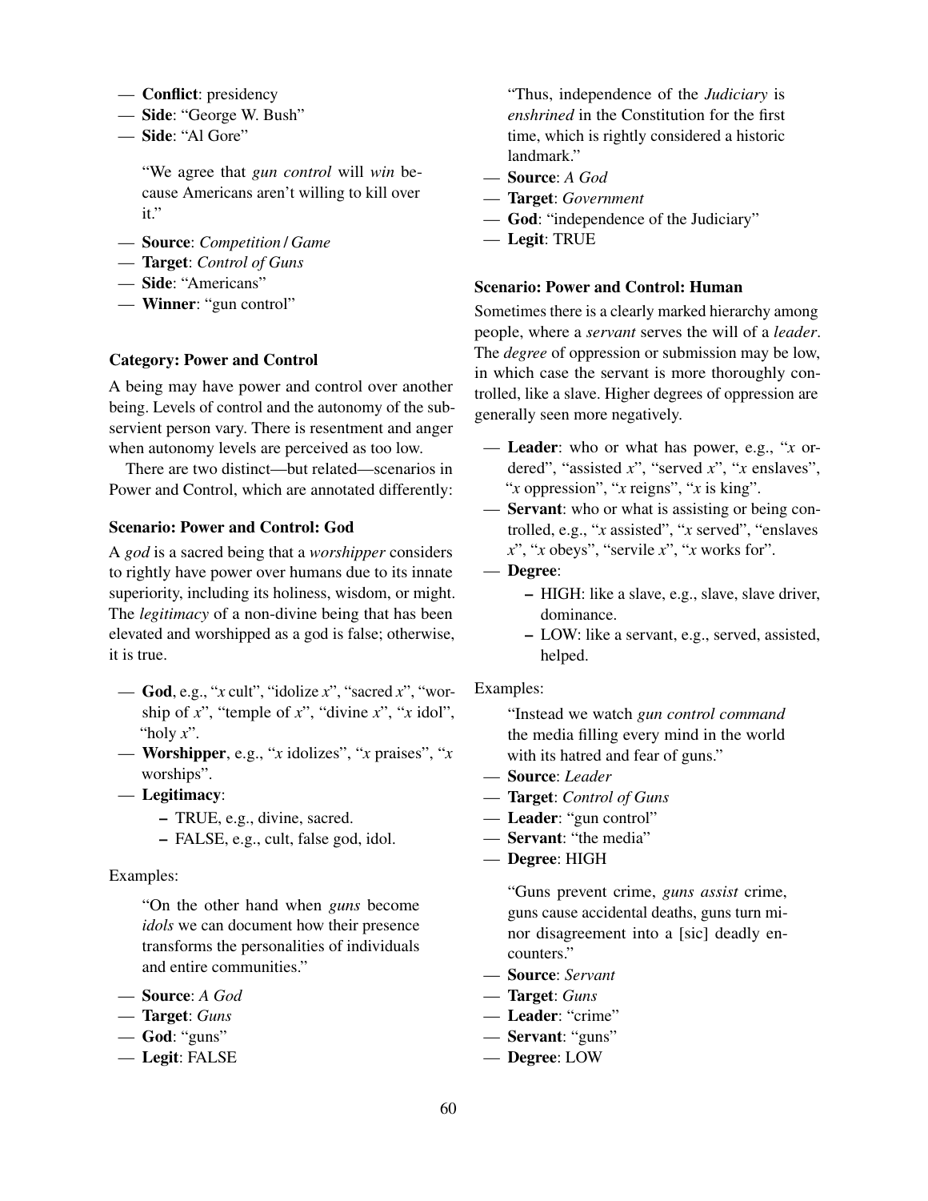— **Conflict**: presidency
— **Side**: "George W. Bush"
— **Side**: "Al Gore"

> "We agree that *gun control* will *win* because Americans aren't willing to kill over it."

— **Source**: *Competition / Game*
— **Target**: *Control of Guns*
— **Side**: "Americans"
— **Winner**: "gun control"

### Category: Power and Control

A being may have power and control over another being. Levels of control and the autonomy of the subservient person vary. There is resentment and anger when autonomy levels are perceived as too low.

There are two distinct—but related—scenarios in Power and Control, which are annotated differently:

### Scenario: Power and Control: God

A *god* is a sacred being that a *worshipper* considers to rightly have power over humans due to its innate superiority, including its holiness, wisdom, or might. The *legitimacy* of a non-divine being that has been elevated and worshipped as a god is false; otherwise, it is true.

— **God**, e.g., "*x* cult", "idolize *x*", "sacred *x*", "worship of *x*", "temple of *x*", "divine *x*", "*x* idol", "holy *x*".
— **Worshipper**, e.g., "*x* idolizes", "*x* praises", "*x* worships".
— **Legitimacy**:
- TRUE, e.g., divine, sacred.
- FALSE, e.g., cult, false god, idol.

Examples:

> "On the other hand when *guns* become *idols* we can document how their presence transforms the personalities of individuals and entire communities."

— **Source**: *A God*
— **Target**: *Guns*
— **God**: "guns"
— **Legit**: FALSE

> "Thus, independence of the *Judiciary* is *enshrined* in the Constitution for the first time, which is rightly considered a historic landmark."

— **Source**: *A God*
— **Target**: *Government*
— **God**: "independence of the Judiciary"
— **Legit**: TRUE

### Scenario: Power and Control: Human

Sometimes there is a clearly marked hierarchy among people, where a *servant* serves the will of a *leader*. The *degree* of oppression or submission may be low, in which case the servant is more thoroughly controlled, like a slave. Higher degrees of oppression are generally seen more negatively.

— **Leader**: who or what has power, e.g., "*x* ordered", "assisted *x*", "served *x*", "*x* enslaves", "*x* oppression", "*x* reigns", "*x* is king".
— **Servant**: who or what is assisting or being controlled, e.g., "*x* assisted", "*x* served", "enslaves *x*", "*x* obeys", "servile *x*", "*x* works for".
— **Degree**:
- HIGH: like a slave, e.g., slave, slave driver, dominance.
- LOW: like a servant, e.g., served, assisted, helped.

Examples:

> "Instead we watch *gun control command* the media filling every mind in the world with its hatred and fear of guns."

— **Source**: *Leader*
— **Target**: *Control of Guns*
— **Leader**: "gun control"
— **Servant**: "the media"
— **Degree**: HIGH

> "Guns prevent crime, *guns assist* crime, guns cause accidental deaths, guns turn minor disagreement into a [sic] deadly encounters."

— **Source**: *Servant*
— **Target**: *Guns*
— **Leader**: "crime"
— **Servant**: "guns"
— **Degree**: LOW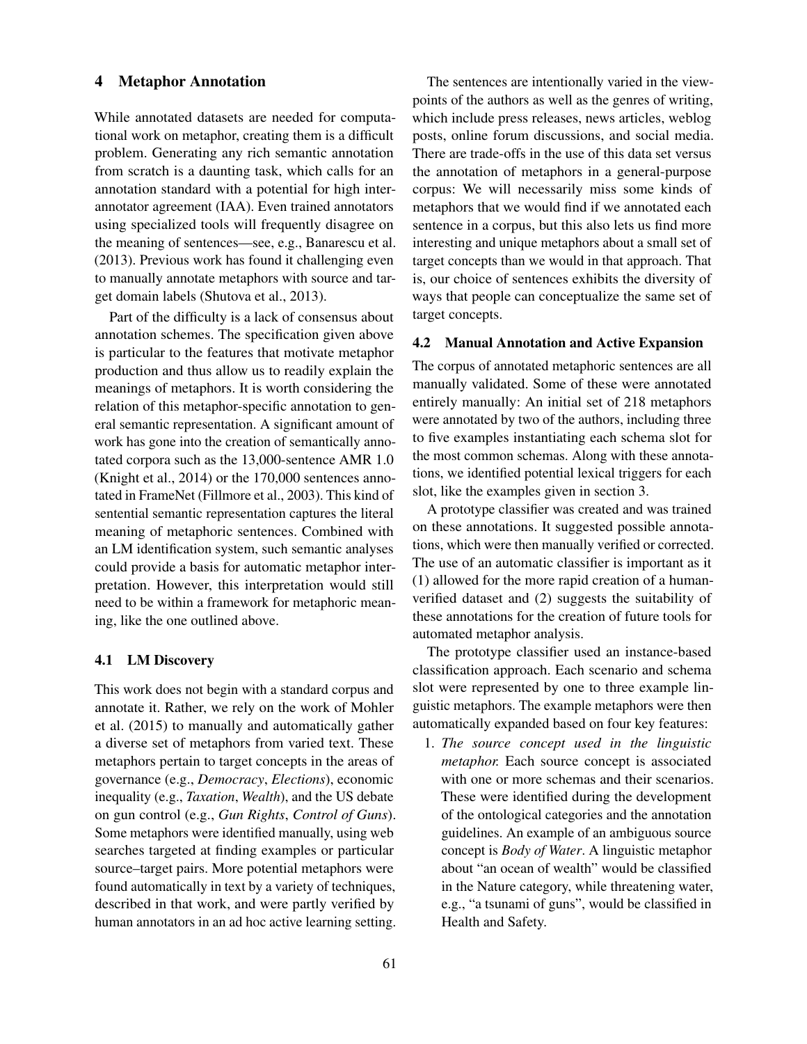## 4 Metaphor Annotation

While annotated datasets are needed for computational work on metaphor, creating them is a difficult problem. Generating any rich semantic annotation from scratch is a daunting task, which calls for an annotation standard with a potential for high inter-annotator agreement (IAA). Even trained annotators using specialized tools will frequently disagree on the meaning of sentences—see, e.g., Banarescu et al. (2013). Previous work has found it challenging even to manually annotate metaphors with source and target domain labels (Shutova et al., 2013).

Part of the difficulty is a lack of consensus about annotation schemes. The specification given above is particular to the features that motivate metaphor production and thus allow us to readily explain the meanings of metaphors. It is worth considering the relation of this metaphor-specific annotation to general semantic representation. A significant amount of work has gone into the creation of semantically annotated corpora such as the 13,000-sentence AMR 1.0 (Knight et al., 2014) or the 170,000 sentences annotated in FrameNet (Fillmore et al., 2003). This kind of sentential semantic representation captures the literal meaning of metaphoric sentences. Combined with an LM identification system, such semantic analyses could provide a basis for automatic metaphor interpretation. However, this interpretation would still need to be within a framework for metaphoric meaning, like the one outlined above.

### 4.1 LM Discovery

This work does not begin with a standard corpus and annotate it. Rather, we rely on the work of Mohler et al. (2015) to manually and automatically gather a diverse set of metaphors from varied text. These metaphors pertain to target concepts in the areas of governance (e.g., *Democracy*, *Elections*), economic inequality (e.g., *Taxation*, *Wealth*), and the US debate on gun control (e.g., *Gun Rights*, *Control of Guns*). Some metaphors were identified manually, using web searches targeted at finding examples or particular source–target pairs. More potential metaphors were found automatically in text by a variety of techniques, described in that work, and were partly verified by human annotators in an ad hoc active learning setting.

The sentences are intentionally varied in the viewpoints of the authors as well as the genres of writing, which include press releases, news articles, weblog posts, online forum discussions, and social media. There are trade-offs in the use of this data set versus the annotation of metaphors in a general-purpose corpus: We will necessarily miss some kinds of metaphors that we would find if we annotated each sentence in a corpus, but this also lets us find more interesting and unique metaphors about a small set of target concepts than we would in that approach. That is, our choice of sentences exhibits the diversity of ways that people can conceptualize the same set of target concepts.

### 4.2 Manual Annotation and Active Expansion

The corpus of annotated metaphoric sentences are all manually validated. Some of these were annotated entirely manually: An initial set of 218 metaphors were annotated by two of the authors, including three to five examples instantiating each schema slot for the most common schemas. Along with these annotations, we identified potential lexical triggers for each slot, like the examples given in section 3.

A prototype classifier was created and was trained on these annotations. It suggested possible annotations, which were then manually verified or corrected. The use of an automatic classifier is important as it (1) allowed for the more rapid creation of a human-verified dataset and (2) suggests the suitability of these annotations for the creation of future tools for automated metaphor analysis.

The prototype classifier used an instance-based classification approach. Each scenario and schema slot were represented by one to three example linguistic metaphors. The example metaphors were then automatically expanded based on four key features:

1. *The source concept used in the linguistic metaphor.* Each source concept is associated with one or more schemas and their scenarios. These were identified during the development of the ontological categories and the annotation guidelines. An example of an ambiguous source concept is *Body of Water*. A linguistic metaphor about "an ocean of wealth" would be classified in the Nature category, while threatening water, e.g., "a tsunami of guns", would be classified in Health and Safety.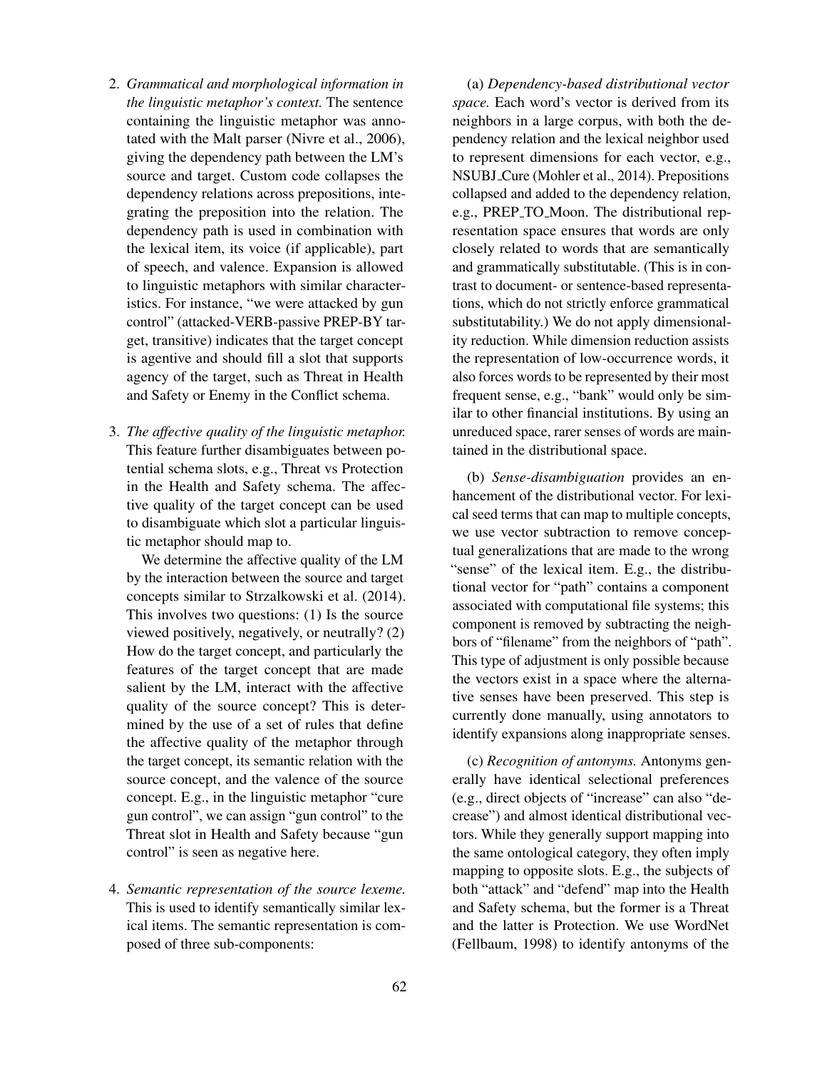2. *Grammatical and morphological information in the linguistic metaphor's context.* The sentence containing the linguistic metaphor was annotated with the Malt parser (Nivre et al., 2006), giving the dependency path between the LM's source and target. Custom code collapses the dependency relations across prepositions, integrating the preposition into the relation. The dependency path is used in combination with the lexical item, its voice (if applicable), part of speech, and valence. Expansion is allowed to linguistic metaphors with similar characteristics. For instance, "we were attacked by gun control" (attacked-VERB-passive PREP-BY target, transitive) indicates that the target concept is agentive and should fill a slot that supports agency of the target, such as Threat in Health and Safety or Enemy in the Conflict schema.

3. *The affective quality of the linguistic metaphor.* This feature further disambiguates between potential schema slots, e.g., Threat vs Protection in the Health and Safety schema. The affective quality of the target concept can be used to disambiguate which slot a particular linguistic metaphor should map to.

   We determine the affective quality of the LM by the interaction between the source and target concepts similar to Strzalkowski et al. (2014). This involves two questions: (1) Is the source viewed positively, negatively, or neutrally? (2) How do the target concept, and particularly the features of the target concept that are made salient by the LM, interact with the affective quality of the source concept? This is determined by the use of a set of rules that define the affective quality of the metaphor through the target concept, its semantic relation with the source concept, and the valence of the source concept. E.g., in the linguistic metaphor "cure gun control", we can assign "gun control" to the Threat slot in Health and Safety because "gun control" is seen as negative here.

4. *Semantic representation of the source lexeme.* This is used to identify semantically similar lexical items. The semantic representation is composed of three sub-components:

   (a) *Dependency-based distributional vector space.* Each word's vector is derived from its neighbors in a large corpus, with both the dependency relation and the lexical neighbor used to represent dimensions for each vector, e.g., NSUBJ_Cure (Mohler et al., 2014). Prepositions collapsed and added to the dependency relation, e.g., PREP_TO_Moon. The distributional representation space ensures that words are only closely related to words that are semantically and grammatically substitutable. (This is in contrast to document- or sentence-based representations, which do not strictly enforce grammatical substitutability.) We do not apply dimensionality reduction. While dimension reduction assists the representation of low-occurrence words, it also forces words to be represented by their most frequent sense, e.g., "bank" would only be similar to other financial institutions. By using an unreduced space, rarer senses of words are maintained in the distributional space.

   (b) *Sense-disambiguation* provides an enhancement of the distributional vector. For lexical seed terms that can map to multiple concepts, we use vector subtraction to remove conceptual generalizations that are made to the wrong "sense" of the lexical item. E.g., the distributional vector for "path" contains a component associated with computational file systems; this component is removed by subtracting the neighbors of "filename" from the neighbors of "path". This type of adjustment is only possible because the vectors exist in a space where the alternative senses have been preserved. This step is currently done manually, using annotators to identify expansions along inappropriate senses.

   (c) *Recognition of antonyms.* Antonyms generally have identical selectional preferences (e.g., direct objects of "increase" can also "decrease") and almost identical distributional vectors. While they generally support mapping into the same ontological category, they often imply mapping to opposite slots. E.g., the subjects of both "attack" and "defend" map into the Health and Safety schema, but the former is a Threat and the latter is Protection. We use WordNet (Fellbaum, 1998) to identify antonyms of the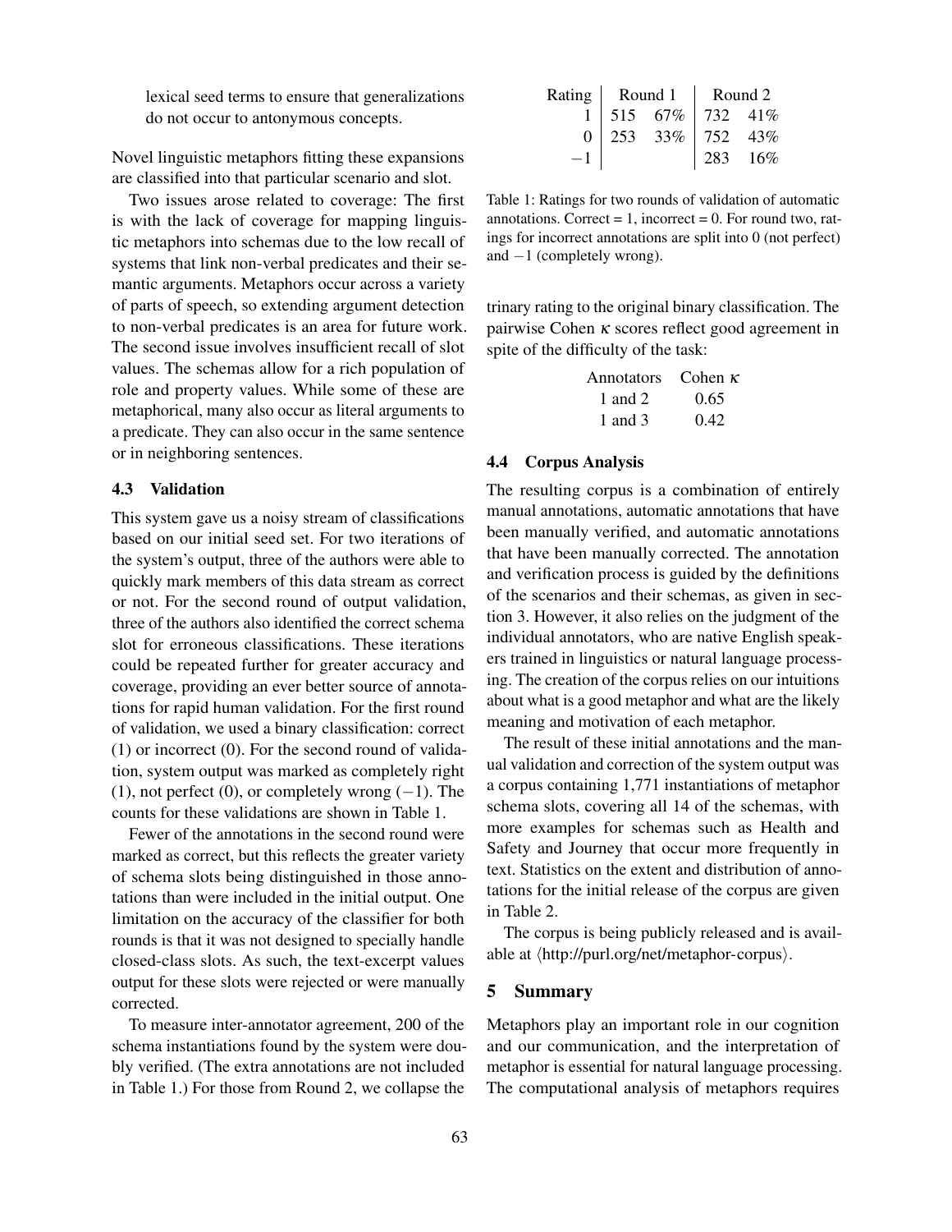lexical seed terms to ensure that generalizations do not occur to antonymous concepts.

Novel linguistic metaphors fitting these expansions are classified into that particular scenario and slot.

Two issues arose related to coverage: The first is with the lack of coverage for mapping linguistic metaphors into schemas due to the low recall of systems that link non-verbal predicates and their semantic arguments. Metaphors occur across a variety of parts of speech, so extending argument detection to non-verbal predicates is an area for future work. The second issue involves insufficient recall of slot values. The schemas allow for a rich population of role and property values. While some of these are metaphorical, many also occur as literal arguments to a predicate. They can also occur in the same sentence or in neighboring sentences.

### 4.3 Validation

This system gave us a noisy stream of classifications based on our initial seed set. For two iterations of the system's output, three of the authors were able to quickly mark members of this data stream as correct or not. For the second round of output validation, three of the authors also identified the correct schema slot for erroneous classifications. These iterations could be repeated further for greater accuracy and coverage, providing an ever better source of annotations for rapid human validation. For the first round of validation, we used a binary classification: correct (1) or incorrect (0). For the second round of validation, system output was marked as completely right (1), not perfect (0), or completely wrong ($-1$). The counts for these validations are shown in Table 1.

| Rating | Round 1 | | Round 2 | |
|---|---|---|---|---|
| 1 | 515 | 67% | 732 | 41% |
| 0 | 253 | 33% | 752 | 43% |
| $-1$ | | | 283 | 16% |

Table 1: Ratings for two rounds of validation of automatic annotations. Correct = 1, incorrect = 0. For round two, ratings for incorrect annotations are split into 0 (not perfect) and $-1$ (completely wrong).

Fewer of the annotations in the second round were marked as correct, but this reflects the greater variety of schema slots being distinguished in those annotations than were included in the initial output. One limitation on the accuracy of the classifier for both rounds is that it was not designed to specially handle closed-class slots. As such, the text-excerpt values output for these slots were rejected or were manually corrected.

To measure inter-annotator agreement, 200 of the schema instantiations found by the system were doubly verified. (The extra annotations are not included in Table 1.) For those from Round 2, we collapse the trinary rating to the original binary classification. The pairwise Cohen $\kappa$ scores reflect good agreement in spite of the difficulty of the task:

| Annotators | Cohen $\kappa$ |
|---|---|
| 1 and 2 | 0.65 |
| 1 and 3 | 0.42 |

### 4.4 Corpus Analysis

The resulting corpus is a combination of entirely manual annotations, automatic annotations that have been manually verified, and automatic annotations that have been manually corrected. The annotation and verification process is guided by the definitions of the scenarios and their schemas, as given in section 3. However, it also relies on the judgment of the individual annotators, who are native English speakers trained in linguistics or natural language processing. The creation of the corpus relies on our intuitions about what is a good metaphor and what are the likely meaning and motivation of each metaphor.

The result of these initial annotations and the manual validation and correction of the system output was a corpus containing 1,771 instantiations of metaphor schema slots, covering all 14 of the schemas, with more examples for schemas such as Health and Safety and Journey that occur more frequently in text. Statistics on the extent and distribution of annotations for the initial release of the corpus are given in Table 2.

The corpus is being publicly released and is available at ⟨http://purl.org/net/metaphor-corpus⟩.

## 5 Summary

Metaphors play an important role in our cognition and our communication, and the interpretation of metaphor is essential for natural language processing. The computational analysis of metaphors requires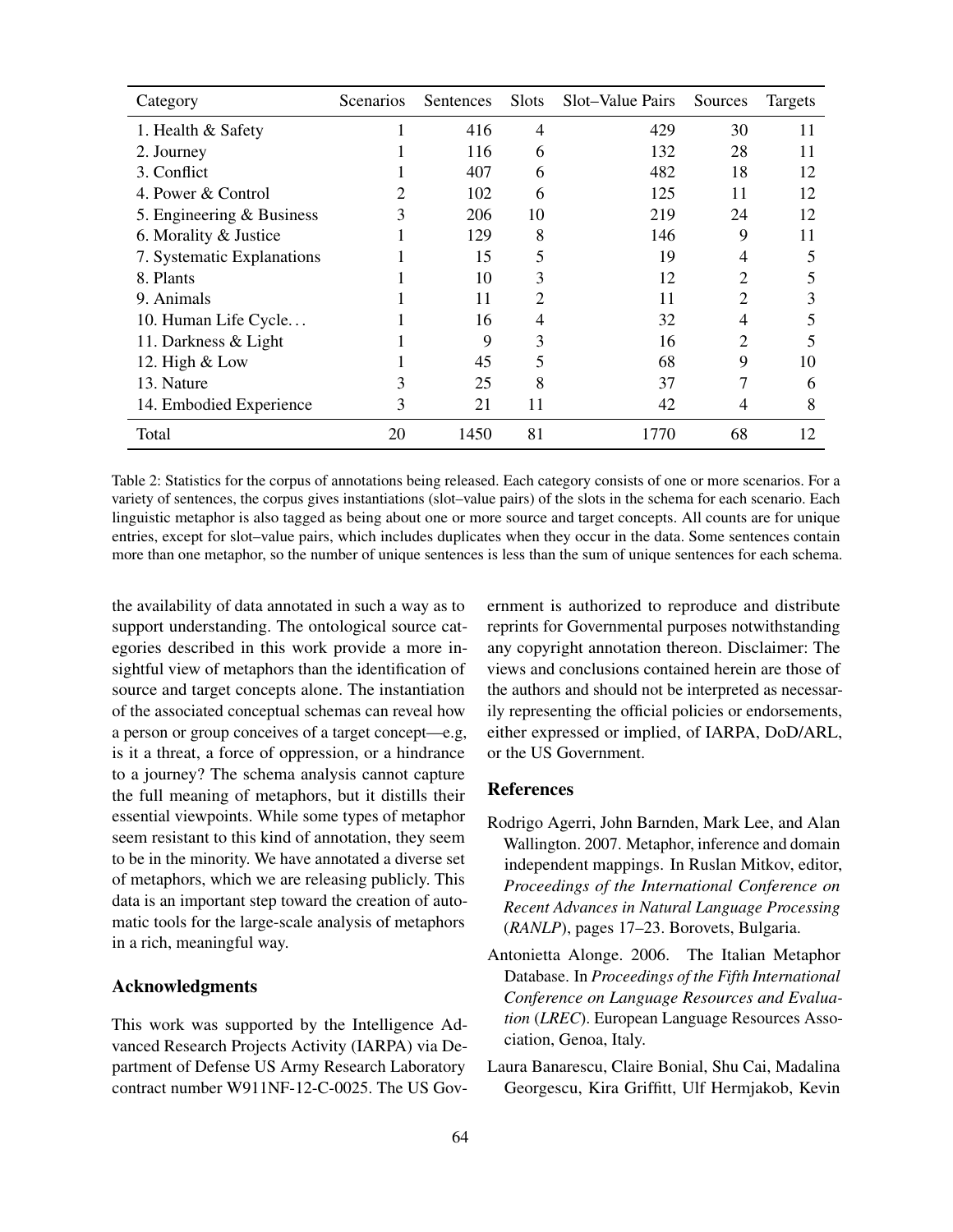| Category | Scenarios | Sentences | Slots | Slot–Value Pairs | Sources | Targets |
|---|---|---|---|---|---|---|
| 1. Health & Safety | 1 | 416 | 4 | 429 | 30 | 11 |
| 2. Journey | 1 | 116 | 6 | 132 | 28 | 11 |
| 3. Conflict | 1 | 407 | 6 | 482 | 18 | 12 |
| 4. Power & Control | 2 | 102 | 6 | 125 | 11 | 12 |
| 5. Engineering & Business | 3 | 206 | 10 | 219 | 24 | 12 |
| 6. Morality & Justice | 1 | 129 | 8 | 146 | 9 | 11 |
| 7. Systematic Explanations | 1 | 15 | 5 | 19 | 4 | 5 |
| 8. Plants | 1 | 10 | 3 | 12 | 2 | 5 |
| 9. Animals | 1 | 11 | 2 | 11 | 2 | 3 |
| 10. Human Life Cycle... | 1 | 16 | 4 | 32 | 4 | 5 |
| 11. Darkness & Light | 1 | 9 | 3 | 16 | 2 | 5 |
| 12. High & Low | 1 | 45 | 5 | 68 | 9 | 10 |
| 13. Nature | 3 | 25 | 8 | 37 | 7 | 6 |
| 14. Embodied Experience | 3 | 21 | 11 | 42 | 4 | 8 |
| Total | 20 | 1450 | 81 | 1770 | 68 | 12 |

Table 2: Statistics for the corpus of annotations being released. Each category consists of one or more scenarios. For a variety of sentences, the corpus gives instantiations (slot–value pairs) of the slots in the schema for each scenario. Each linguistic metaphor is also tagged as being about one or more source and target concepts. All counts are for unique entries, except for slot–value pairs, which includes duplicates when they occur in the data. Some sentences contain more than one metaphor, so the number of unique sentences is less than the sum of unique sentences for each schema.

the availability of data annotated in such a way as to support understanding. The ontological source categories described in this work provide a more insightful view of metaphors than the identification of source and target concepts alone. The instantiation of the associated conceptual schemas can reveal how a person or group conceives of a target concept—e.g, is it a threat, a force of oppression, or a hindrance to a journey? The schema analysis cannot capture the full meaning of metaphors, but it distills their essential viewpoints. While some types of metaphor seem resistant to this kind of annotation, they seem to be in the minority. We have annotated a diverse set of metaphors, which we are releasing publicly. This data is an important step toward the creation of automatic tools for the large-scale analysis of metaphors in a rich, meaningful way.

## Acknowledgments

This work was supported by the Intelligence Advanced Research Projects Activity (IARPA) via Department of Defense US Army Research Laboratory contract number W911NF-12-C-0025. The US Government is authorized to reproduce and distribute reprints for Governmental purposes notwithstanding any copyright annotation thereon. Disclaimer: The views and conclusions contained herein are those of the authors and should not be interpreted as necessarily representing the official policies or endorsements, either expressed or implied, of IARPA, DoD/ARL, or the US Government.

## References

Rodrigo Agerri, John Barnden, Mark Lee, and Alan Wallington. 2007. Metaphor, inference and domain independent mappings. In Ruslan Mitkov, editor, *Proceedings of the International Conference on Recent Advances in Natural Language Processing* (*RANLP*), pages 17–23. Borovets, Bulgaria.

Antonietta Alonge. 2006. The Italian Metaphor Database. In *Proceedings of the Fifth International Conference on Language Resources and Evaluation* (*LREC*). European Language Resources Association, Genoa, Italy.

Laura Banarescu, Claire Bonial, Shu Cai, Madalina Georgescu, Kira Griffitt, Ulf Hermjakob, Kevin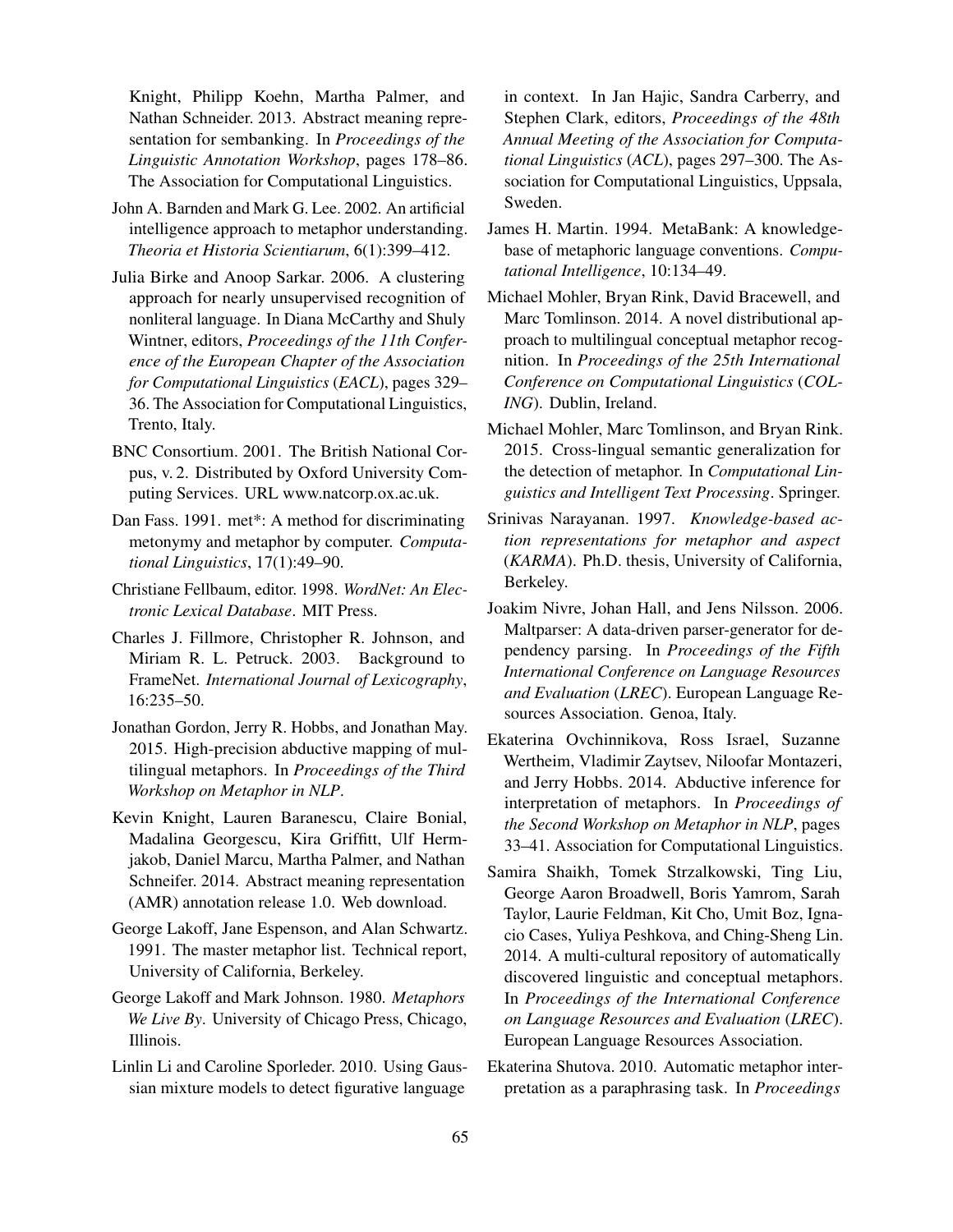Knight, Philipp Koehn, Martha Palmer, and Nathan Schneider. 2013. Abstract meaning representation for sembanking. In *Proceedings of the Linguistic Annotation Workshop*, pages 178–86. The Association for Computational Linguistics.

John A. Barnden and Mark G. Lee. 2002. An artificial intelligence approach to metaphor understanding. *Theoria et Historia Scientiarum*, 6(1):399–412.

Julia Birke and Anoop Sarkar. 2006. A clustering approach for nearly unsupervised recognition of nonliteral language. In Diana McCarthy and Shuly Wintner, editors, *Proceedings of the 11th Conference of the European Chapter of the Association for Computational Linguistics* (*EACL*), pages 329–36. The Association for Computational Linguistics, Trento, Italy.

BNC Consortium. 2001. The British National Corpus, v. 2. Distributed by Oxford University Computing Services. URL www.natcorp.ox.ac.uk.

Dan Fass. 1991. met*: A method for discriminating metonymy and metaphor by computer. *Computational Linguistics*, 17(1):49–90.

Christiane Fellbaum, editor. 1998. *WordNet: An Electronic Lexical Database*. MIT Press.

Charles J. Fillmore, Christopher R. Johnson, and Miriam R. L. Petruck. 2003. Background to FrameNet. *International Journal of Lexicography*, 16:235–50.

Jonathan Gordon, Jerry R. Hobbs, and Jonathan May. 2015. High-precision abductive mapping of multilingual metaphors. In *Proceedings of the Third Workshop on Metaphor in NLP*.

Kevin Knight, Lauren Baranescu, Claire Bonial, Madalina Georgescu, Kira Griffitt, Ulf Hermjakob, Daniel Marcu, Martha Palmer, and Nathan Schneifer. 2014. Abstract meaning representation (AMR) annotation release 1.0. Web download.

George Lakoff, Jane Espenson, and Alan Schwartz. 1991. The master metaphor list. Technical report, University of California, Berkeley.

George Lakoff and Mark Johnson. 1980. *Metaphors We Live By*. University of Chicago Press, Chicago, Illinois.

Linlin Li and Caroline Sporleder. 2010. Using Gaussian mixture models to detect figurative language in context. In Jan Hajic, Sandra Carberry, and Stephen Clark, editors, *Proceedings of the 48th Annual Meeting of the Association for Computational Linguistics* (*ACL*), pages 297–300. The Association for Computational Linguistics, Uppsala, Sweden.

James H. Martin. 1994. MetaBank: A knowledge-base of metaphoric language conventions. *Computational Intelligence*, 10:134–49.

Michael Mohler, Bryan Rink, David Bracewell, and Marc Tomlinson. 2014. A novel distributional approach to multilingual conceptual metaphor recognition. In *Proceedings of the 25th International Conference on Computational Linguistics* (*COLING*). Dublin, Ireland.

Michael Mohler, Marc Tomlinson, and Bryan Rink. 2015. Cross-lingual semantic generalization for the detection of metaphor. In *Computational Linguistics and Intelligent Text Processing*. Springer.

Srinivas Narayanan. 1997. *Knowledge-based action representations for metaphor and aspect* (*KARMA*). Ph.D. thesis, University of California, Berkeley.

Joakim Nivre, Johan Hall, and Jens Nilsson. 2006. Maltparser: A data-driven parser-generator for dependency parsing. In *Proceedings of the Fifth International Conference on Language Resources and Evaluation* (*LREC*). European Language Resources Association. Genoa, Italy.

Ekaterina Ovchinnikova, Ross Israel, Suzanne Wertheim, Vladimir Zaytsev, Niloofar Montazeri, and Jerry Hobbs. 2014. Abductive inference for interpretation of metaphors. In *Proceedings of the Second Workshop on Metaphor in NLP*, pages 33–41. Association for Computational Linguistics.

Samira Shaikh, Tomek Strzalkowski, Ting Liu, George Aaron Broadwell, Boris Yamrom, Sarah Taylor, Laurie Feldman, Kit Cho, Umit Boz, Ignacio Cases, Yuliya Peshkova, and Ching-Sheng Lin. 2014. A multi-cultural repository of automatically discovered linguistic and conceptual metaphors. In *Proceedings of the International Conference on Language Resources and Evaluation* (*LREC*). European Language Resources Association.

Ekaterina Shutova. 2010. Automatic metaphor interpretation as a paraphrasing task. In *Proceedings*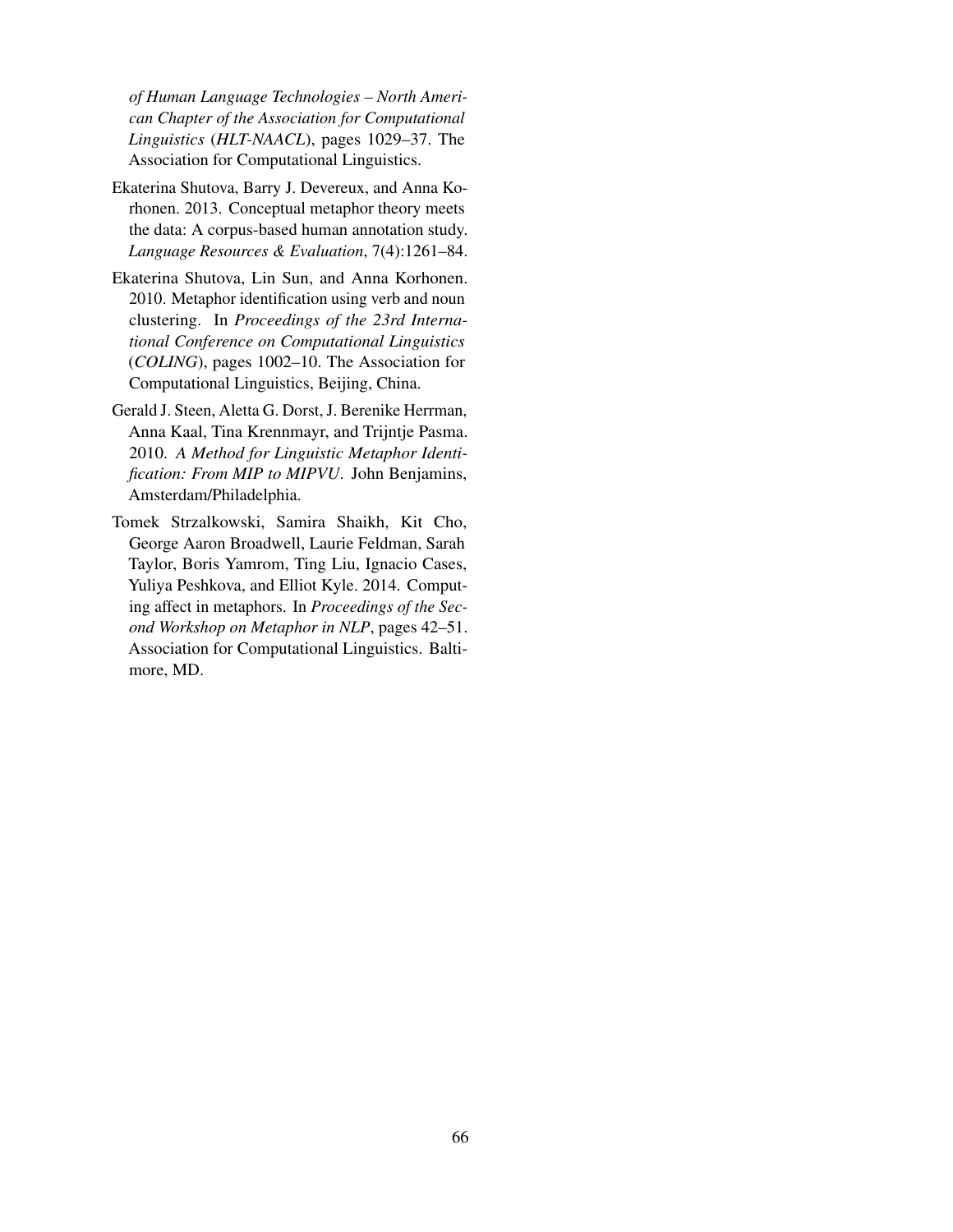*of Human Language Technologies – North American Chapter of the Association for Computational Linguistics* (*HLT-NAACL*), pages 1029–37. The Association for Computational Linguistics.

Ekaterina Shutova, Barry J. Devereux, and Anna Korhonen. 2013. Conceptual metaphor theory meets the data: A corpus-based human annotation study. *Language Resources & Evaluation*, 7(4):1261–84.

Ekaterina Shutova, Lin Sun, and Anna Korhonen. 2010. Metaphor identification using verb and noun clustering. In *Proceedings of the 23rd International Conference on Computational Linguistics* (*COLING*), pages 1002–10. The Association for Computational Linguistics, Beijing, China.

Gerald J. Steen, Aletta G. Dorst, J. Berenike Herrman, Anna Kaal, Tina Krennmayr, and Trijntje Pasma. 2010. *A Method for Linguistic Metaphor Identification: From MIP to MIPVU*. John Benjamins, Amsterdam/Philadelphia.

Tomek Strzalkowski, Samira Shaikh, Kit Cho, George Aaron Broadwell, Laurie Feldman, Sarah Taylor, Boris Yamrom, Ting Liu, Ignacio Cases, Yuliya Peshkova, and Elliot Kyle. 2014. Computing affect in metaphors. In *Proceedings of the Second Workshop on Metaphor in NLP*, pages 42–51. Association for Computational Linguistics. Baltimore, MD.